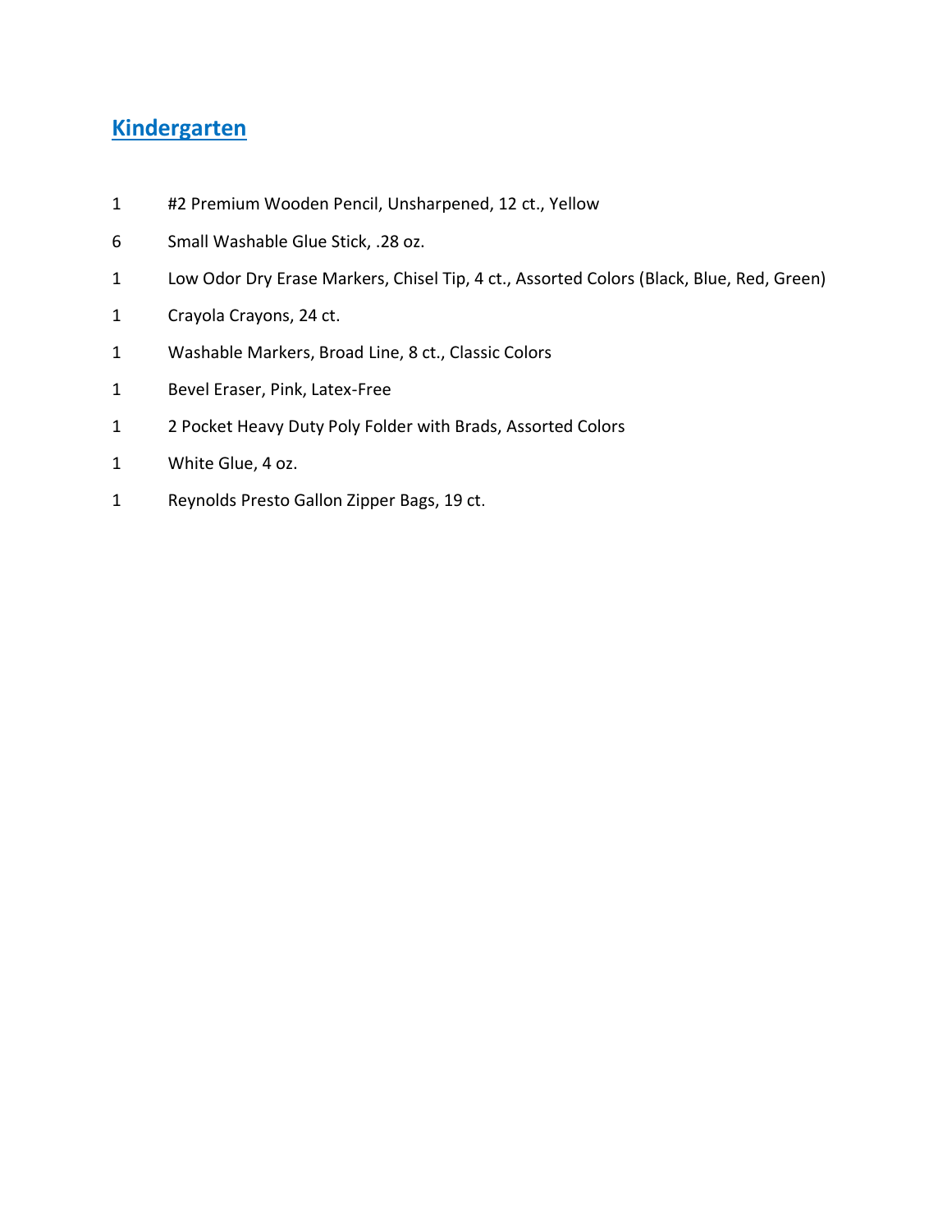## Kindergarten

1 #2 Premium Wooden Pencil, Unsharpened, 12 ct., Yellow

6 Small Washable Glue Stick, .28 oz.

1 Low Odor Dry Erase Markers, Chisel Tip, 4 ct., Assorted Colors (Black, Blue, Red, Green)

1 Crayola Crayons, 24 ct.

1 Washable Markers, Broad Line, 8 ct., Classic Colors

1 Bevel Eraser, Pink, Latex-Free

1 2 Pocket Heavy Duty Poly Folder with Brads, Assorted Colors

1 White Glue, 4 oz.

1 Reynolds Presto Gallon Zipper Bags, 19 ct.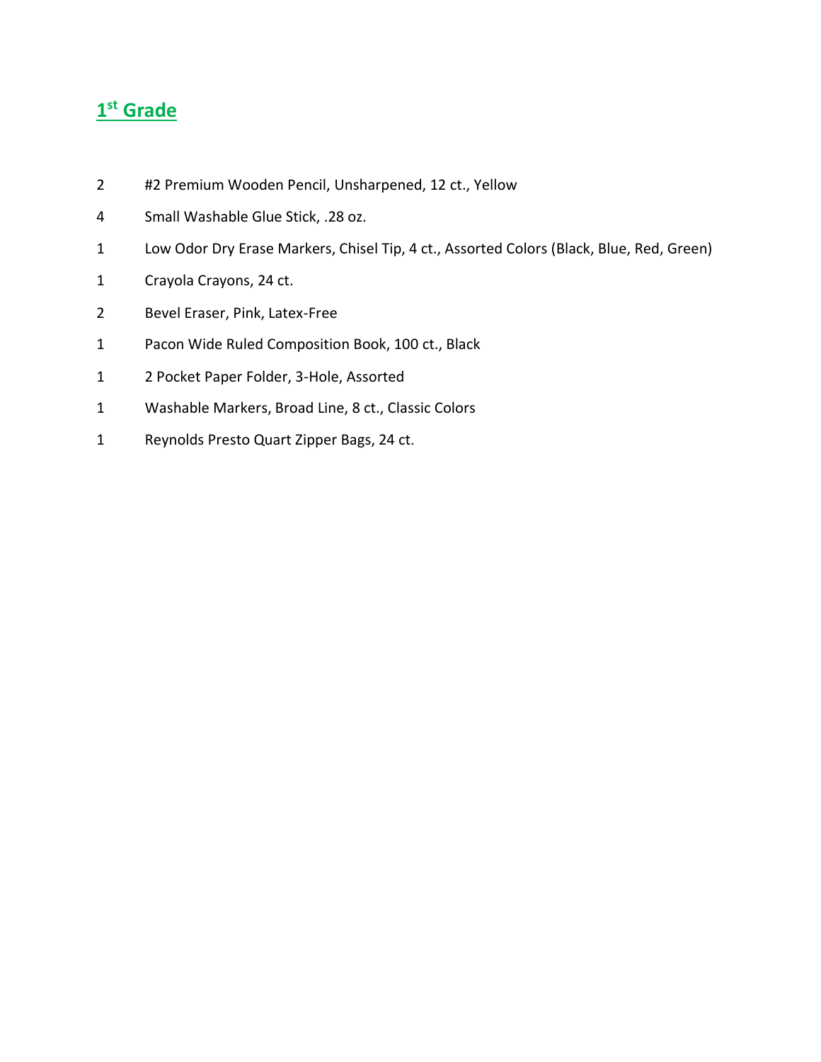## 1st Grade

2 #2 Premium Wooden Pencil, Unsharpened, 12 ct., Yellow

4 Small Washable Glue Stick, .28 oz.

1 Low Odor Dry Erase Markers, Chisel Tip, 4 ct., Assorted Colors (Black, Blue, Red, Green)

1 Crayola Crayons, 24 ct.

2 Bevel Eraser, Pink, Latex-Free

1 Pacon Wide Ruled Composition Book, 100 ct., Black

1 2 Pocket Paper Folder, 3-Hole, Assorted

1 Washable Markers, Broad Line, 8 ct., Classic Colors

1 Reynolds Presto Quart Zipper Bags, 24 ct.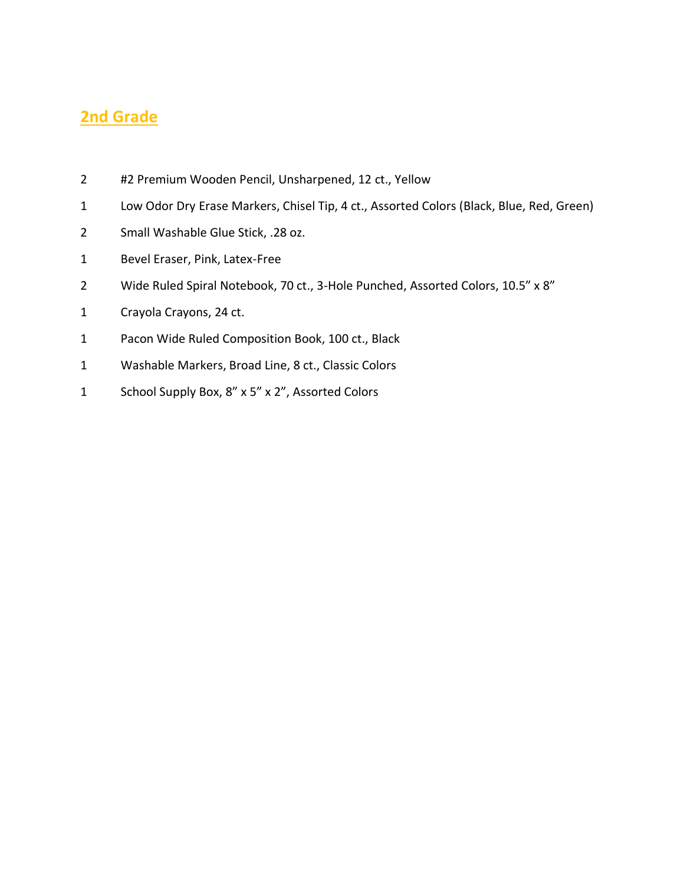## 2nd Grade

| | |
|---|---|
| 2 | #2 Premium Wooden Pencil, Unsharpened, 12 ct., Yellow |
| 1 | Low Odor Dry Erase Markers, Chisel Tip, 4 ct., Assorted Colors (Black, Blue, Red, Green) |
| 2 | Small Washable Glue Stick, .28 oz. |
| 1 | Bevel Eraser, Pink, Latex-Free |
| 2 | Wide Ruled Spiral Notebook, 70 ct., 3-Hole Punched, Assorted Colors, 10.5" x 8" |
| 1 | Crayola Crayons, 24 ct. |
| 1 | Pacon Wide Ruled Composition Book, 100 ct., Black |
| 1 | Washable Markers, Broad Line, 8 ct., Classic Colors |
| 1 | School Supply Box, 8" x 5" x 2", Assorted Colors |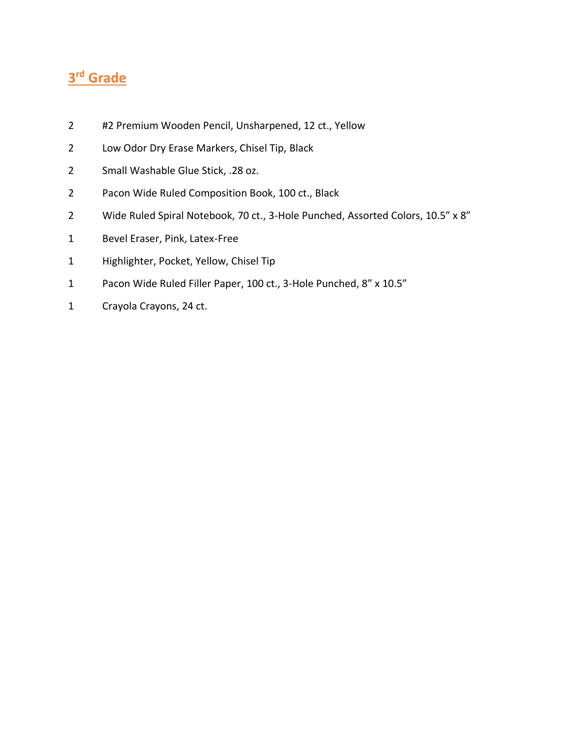## 3rd Grade

| | |
|---|---|
| 2 | #2 Premium Wooden Pencil, Unsharpened, 12 ct., Yellow |
| 2 | Low Odor Dry Erase Markers, Chisel Tip, Black |
| 2 | Small Washable Glue Stick, .28 oz. |
| 2 | Pacon Wide Ruled Composition Book, 100 ct., Black |
| 2 | Wide Ruled Spiral Notebook, 70 ct., 3-Hole Punched, Assorted Colors, 10.5" x 8" |
| 1 | Bevel Eraser, Pink, Latex-Free |
| 1 | Highlighter, Pocket, Yellow, Chisel Tip |
| 1 | Pacon Wide Ruled Filler Paper, 100 ct., 3-Hole Punched, 8" x 10.5" |
| 1 | Crayola Crayons, 24 ct. |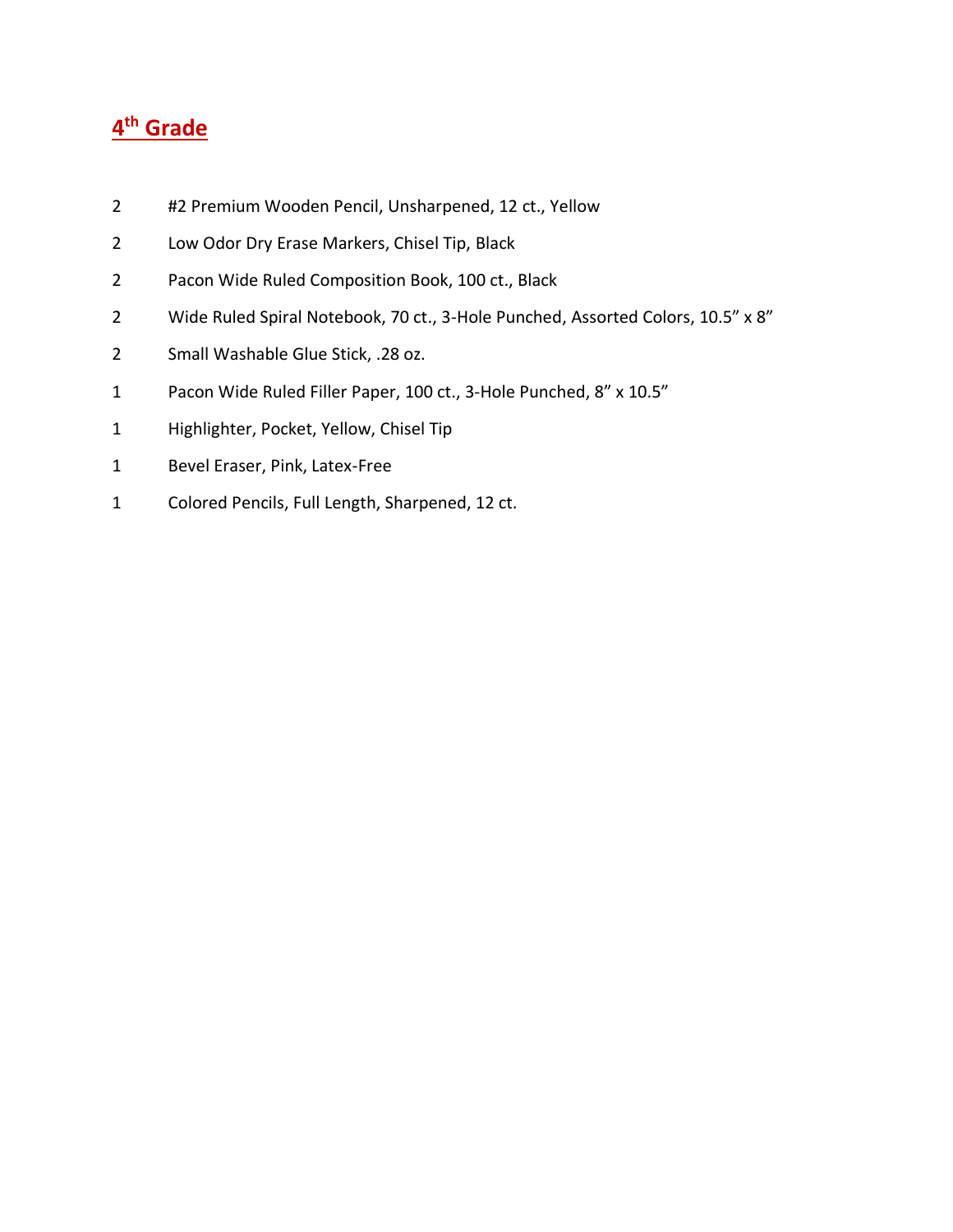## 4th Grade

| | |
|---|---|
| 2 | #2 Premium Wooden Pencil, Unsharpened, 12 ct., Yellow |
| 2 | Low Odor Dry Erase Markers, Chisel Tip, Black |
| 2 | Pacon Wide Ruled Composition Book, 100 ct., Black |
| 2 | Wide Ruled Spiral Notebook, 70 ct., 3-Hole Punched, Assorted Colors, 10.5" x 8" |
| 2 | Small Washable Glue Stick, .28 oz. |
| 1 | Pacon Wide Ruled Filler Paper, 100 ct., 3-Hole Punched, 8" x 10.5" |
| 1 | Highlighter, Pocket, Yellow, Chisel Tip |
| 1 | Bevel Eraser, Pink, Latex-Free |
| 1 | Colored Pencils, Full Length, Sharpened, 12 ct. |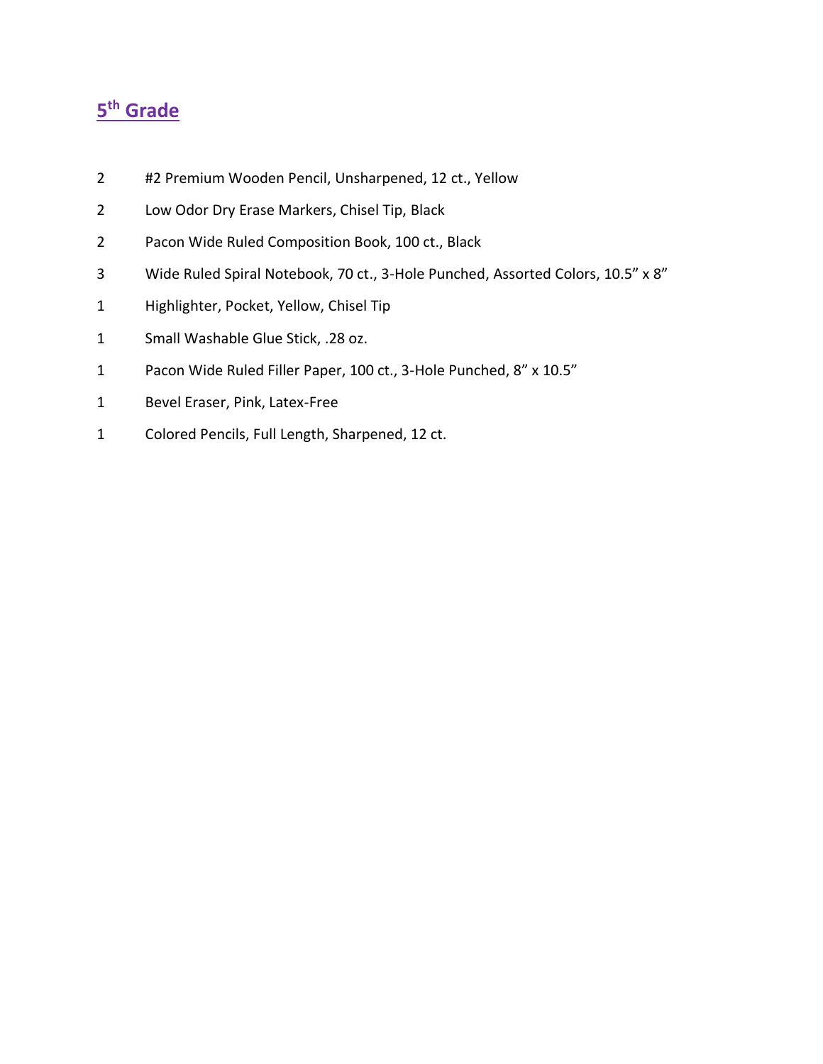## 5th Grade

- 2 #2 Premium Wooden Pencil, Unsharpened, 12 ct., Yellow
- 2 Low Odor Dry Erase Markers, Chisel Tip, Black
- 2 Pacon Wide Ruled Composition Book, 100 ct., Black
- 3 Wide Ruled Spiral Notebook, 70 ct., 3-Hole Punched, Assorted Colors, 10.5" x 8"
- 1 Highlighter, Pocket, Yellow, Chisel Tip
- 1 Small Washable Glue Stick, .28 oz.
- 1 Pacon Wide Ruled Filler Paper, 100 ct., 3-Hole Punched, 8" x 10.5"
- 1 Bevel Eraser, Pink, Latex-Free
- 1 Colored Pencils, Full Length, Sharpened, 12 ct.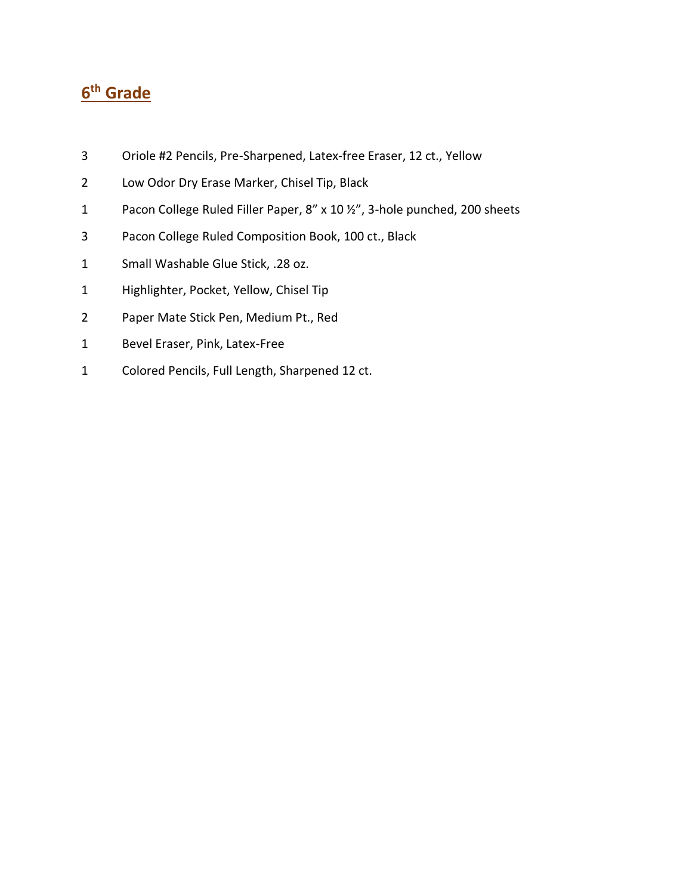## 6th Grade

| | |
|---|---|
| 3 | Oriole #2 Pencils, Pre-Sharpened, Latex-free Eraser, 12 ct., Yellow |
| 2 | Low Odor Dry Erase Marker, Chisel Tip, Black |
| 1 | Pacon College Ruled Filler Paper, 8” x 10 ½”, 3-hole punched, 200 sheets |
| 3 | Pacon College Ruled Composition Book, 100 ct., Black |
| 1 | Small Washable Glue Stick, .28 oz. |
| 1 | Highlighter, Pocket, Yellow, Chisel Tip |
| 2 | Paper Mate Stick Pen, Medium Pt., Red |
| 1 | Bevel Eraser, Pink, Latex-Free |
| 1 | Colored Pencils, Full Length, Sharpened 12 ct. |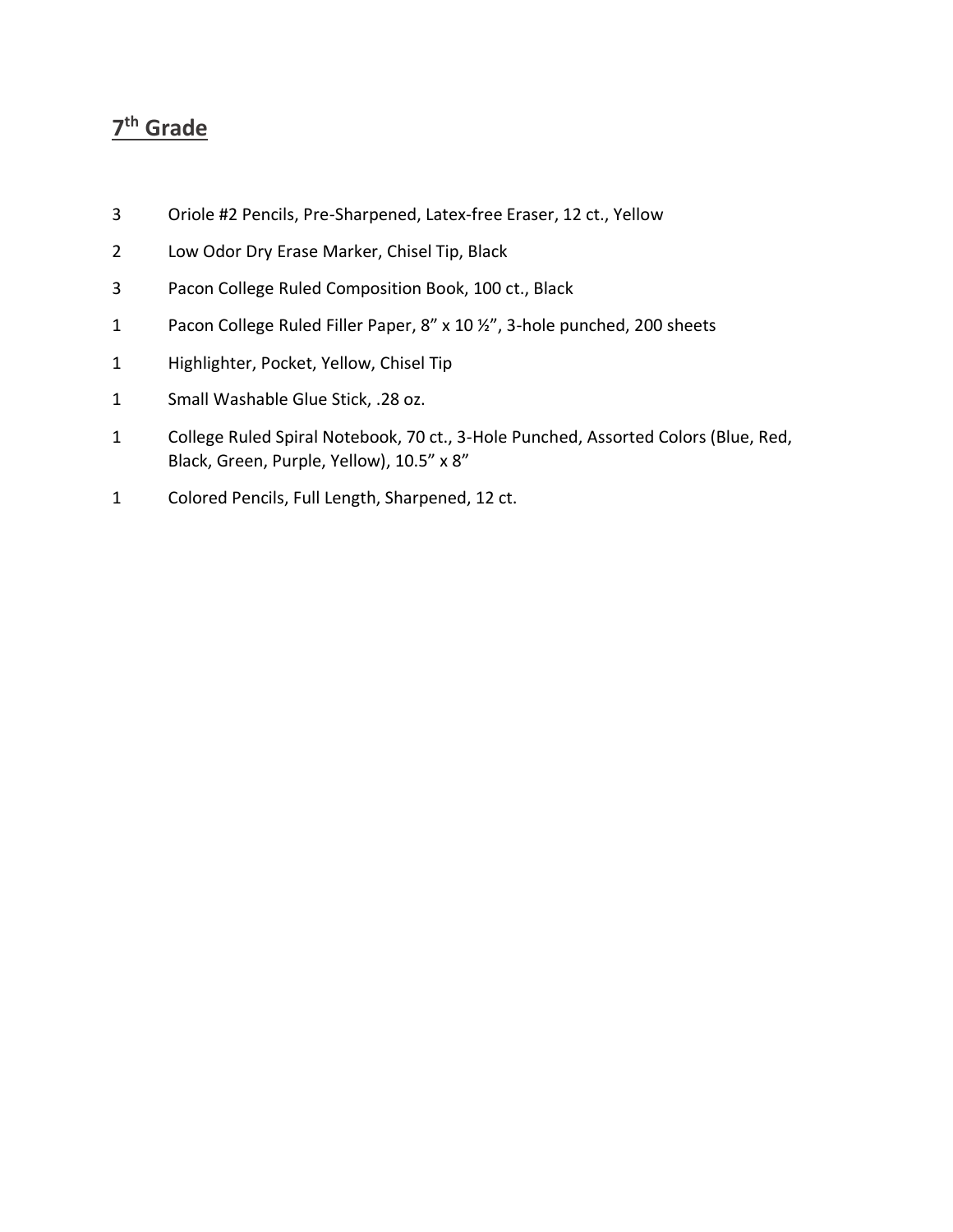## 7th Grade

| | |
|---|---|
| 3 | Oriole #2 Pencils, Pre-Sharpened, Latex-free Eraser, 12 ct., Yellow |
| 2 | Low Odor Dry Erase Marker, Chisel Tip, Black |
| 3 | Pacon College Ruled Composition Book, 100 ct., Black |
| 1 | Pacon College Ruled Filler Paper, 8" x 10 ½", 3-hole punched, 200 sheets |
| 1 | Highlighter, Pocket, Yellow, Chisel Tip |
| 1 | Small Washable Glue Stick, .28 oz. |
| 1 | College Ruled Spiral Notebook, 70 ct., 3-Hole Punched, Assorted Colors (Blue, Red, Black, Green, Purple, Yellow), 10.5" x 8" |
| 1 | Colored Pencils, Full Length, Sharpened, 12 ct. |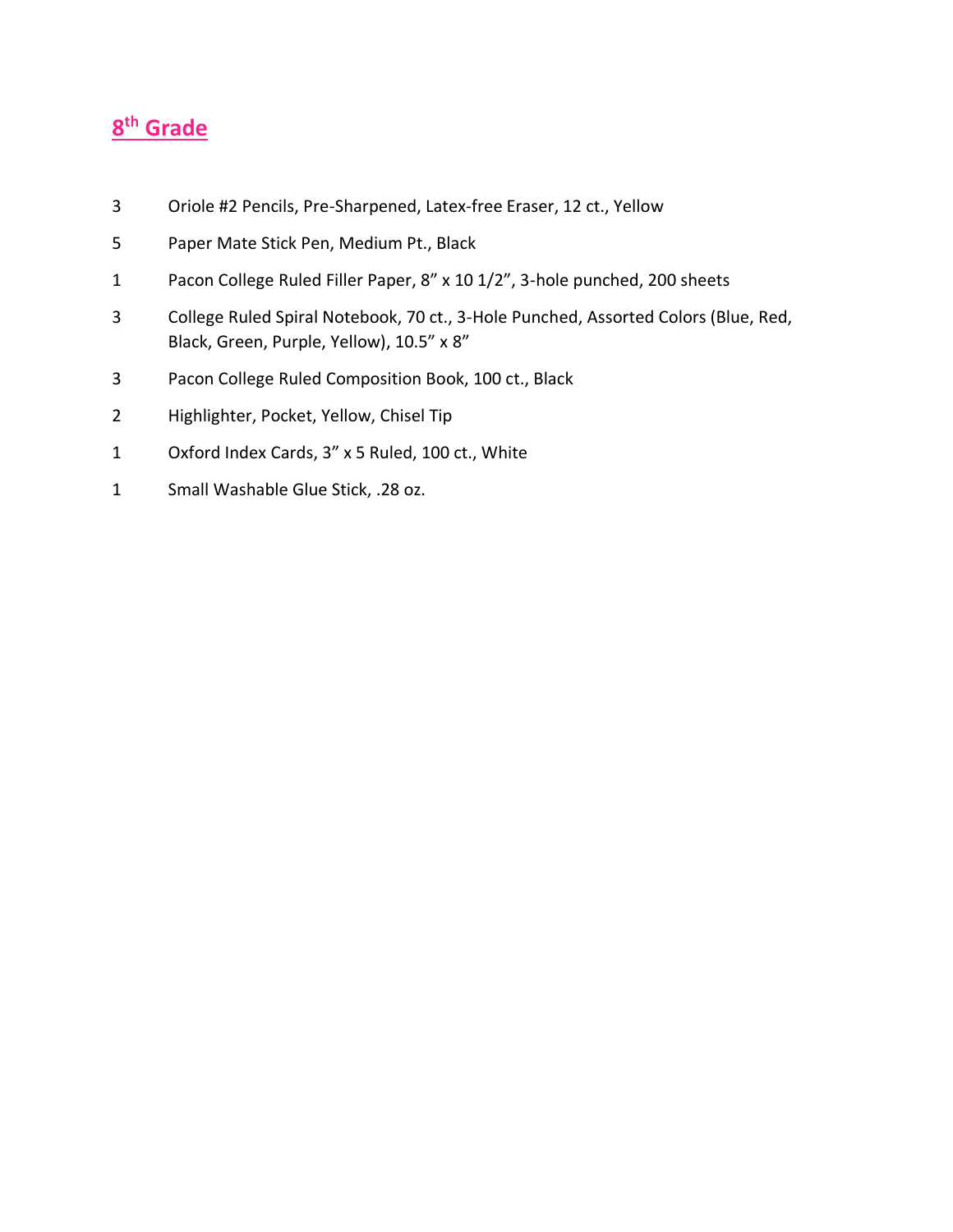## 8th Grade

| | |
|---|---|
| 3 | Oriole #2 Pencils, Pre-Sharpened, Latex-free Eraser, 12 ct., Yellow |
| 5 | Paper Mate Stick Pen, Medium Pt., Black |
| 1 | Pacon College Ruled Filler Paper, 8" x 10 1/2", 3-hole punched, 200 sheets |
| 3 | College Ruled Spiral Notebook, 70 ct., 3-Hole Punched, Assorted Colors (Blue, Red, Black, Green, Purple, Yellow), 10.5" x 8" |
| 3 | Pacon College Ruled Composition Book, 100 ct., Black |
| 2 | Highlighter, Pocket, Yellow, Chisel Tip |
| 1 | Oxford Index Cards, 3" x 5 Ruled, 100 ct., White |
| 1 | Small Washable Glue Stick, .28 oz. |